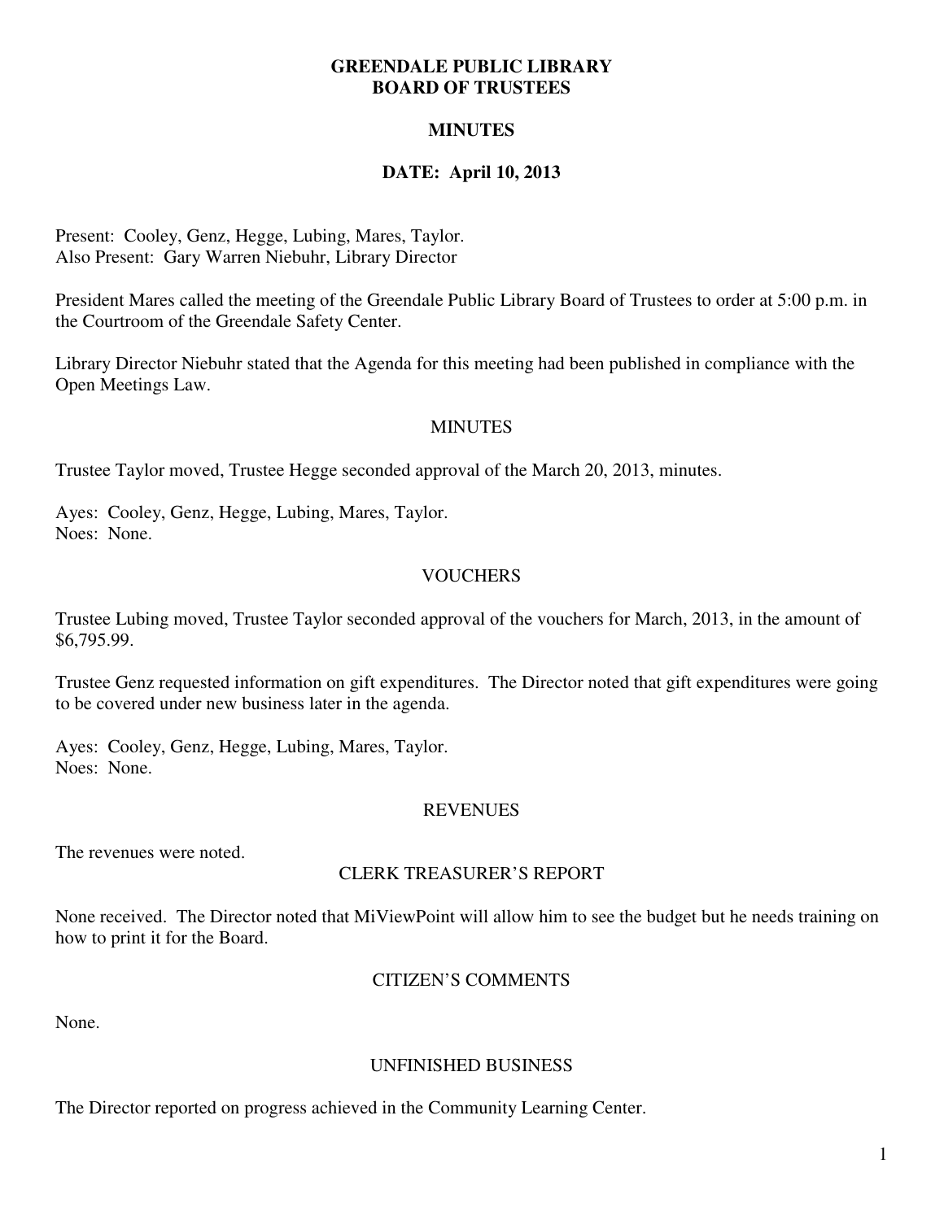# GREENDALE PUBLIC LIBRARY
# BOARD OF TRUSTEES

## MINUTES

## DATE: April 10, 2013

Present: Cooley, Genz, Hegge, Lubing, Mares, Taylor.
Also Present: Gary Warren Niebuhr, Library Director

President Mares called the meeting of the Greendale Public Library Board of Trustees to order at 5:00 p.m. in the Courtroom of the Greendale Safety Center.

Library Director Niebuhr stated that the Agenda for this meeting had been published in compliance with the Open Meetings Law.

### MINUTES

Trustee Taylor moved, Trustee Hegge seconded approval of the March 20, 2013, minutes.

Ayes: Cooley, Genz, Hegge, Lubing, Mares, Taylor.
Noes: None.

### VOUCHERS

Trustee Lubing moved, Trustee Taylor seconded approval of the vouchers for March, 2013, in the amount of $6,795.99.

Trustee Genz requested information on gift expenditures. The Director noted that gift expenditures were going to be covered under new business later in the agenda.

Ayes: Cooley, Genz, Hegge, Lubing, Mares, Taylor.
Noes: None.

### REVENUES

The revenues were noted.

### CLERK TREASURER'S REPORT

None received. The Director noted that MiViewPoint will allow him to see the budget but he needs training on how to print it for the Board.

### CITIZEN'S COMMENTS

None.

### UNFINISHED BUSINESS

The Director reported on progress achieved in the Community Learning Center.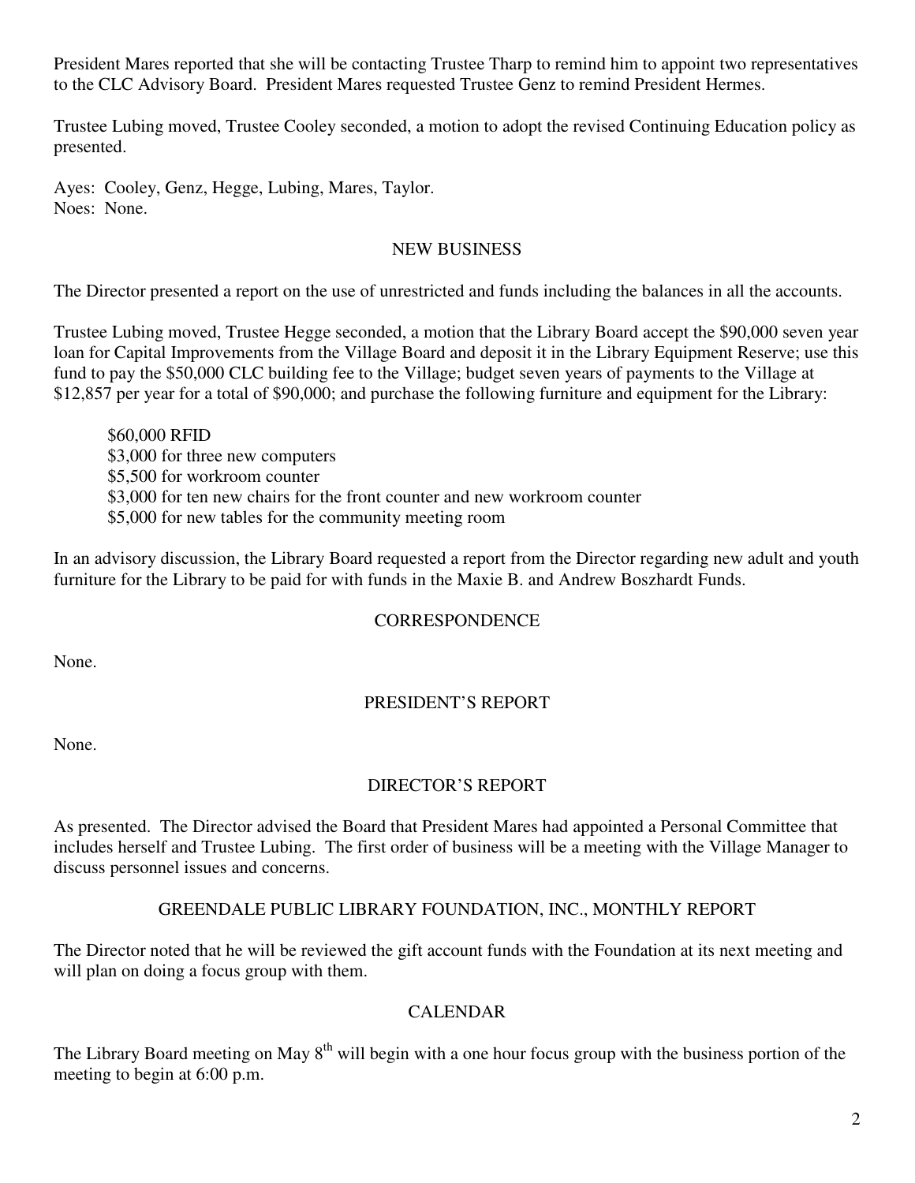President Mares reported that she will be contacting Trustee Tharp to remind him to appoint two representatives to the CLC Advisory Board. President Mares requested Trustee Genz to remind President Hermes.

Trustee Lubing moved, Trustee Cooley seconded, a motion to adopt the revised Continuing Education policy as presented.

Ayes: Cooley, Genz, Hegge, Lubing, Mares, Taylor.
Noes: None.

## NEW BUSINESS

The Director presented a report on the use of unrestricted and funds including the balances in all the accounts.

Trustee Lubing moved, Trustee Hegge seconded, a motion that the Library Board accept the $90,000 seven year loan for Capital Improvements from the Village Board and deposit it in the Library Equipment Reserve; use this fund to pay the $50,000 CLC building fee to the Village; budget seven years of payments to the Village at $12,857 per year for a total of $90,000; and purchase the following furniture and equipment for the Library:

> $60,000 RFID
> $3,000 for three new computers
> $5,500 for workroom counter
> $3,000 for ten new chairs for the front counter and new workroom counter
> $5,000 for new tables for the community meeting room

In an advisory discussion, the Library Board requested a report from the Director regarding new adult and youth furniture for the Library to be paid for with funds in the Maxie B. and Andrew Boszhardt Funds.

## CORRESPONDENCE

None.

## PRESIDENT'S REPORT

None.

## DIRECTOR'S REPORT

As presented. The Director advised the Board that President Mares had appointed a Personal Committee that includes herself and Trustee Lubing. The first order of business will be a meeting with the Village Manager to discuss personnel issues and concerns.

## GREENDALE PUBLIC LIBRARY FOUNDATION, INC., MONTHLY REPORT

The Director noted that he will be reviewed the gift account funds with the Foundation at its next meeting and will plan on doing a focus group with them.

## CALENDAR

The Library Board meeting on May 8th will begin with a one hour focus group with the business portion of the meeting to begin at 6:00 p.m.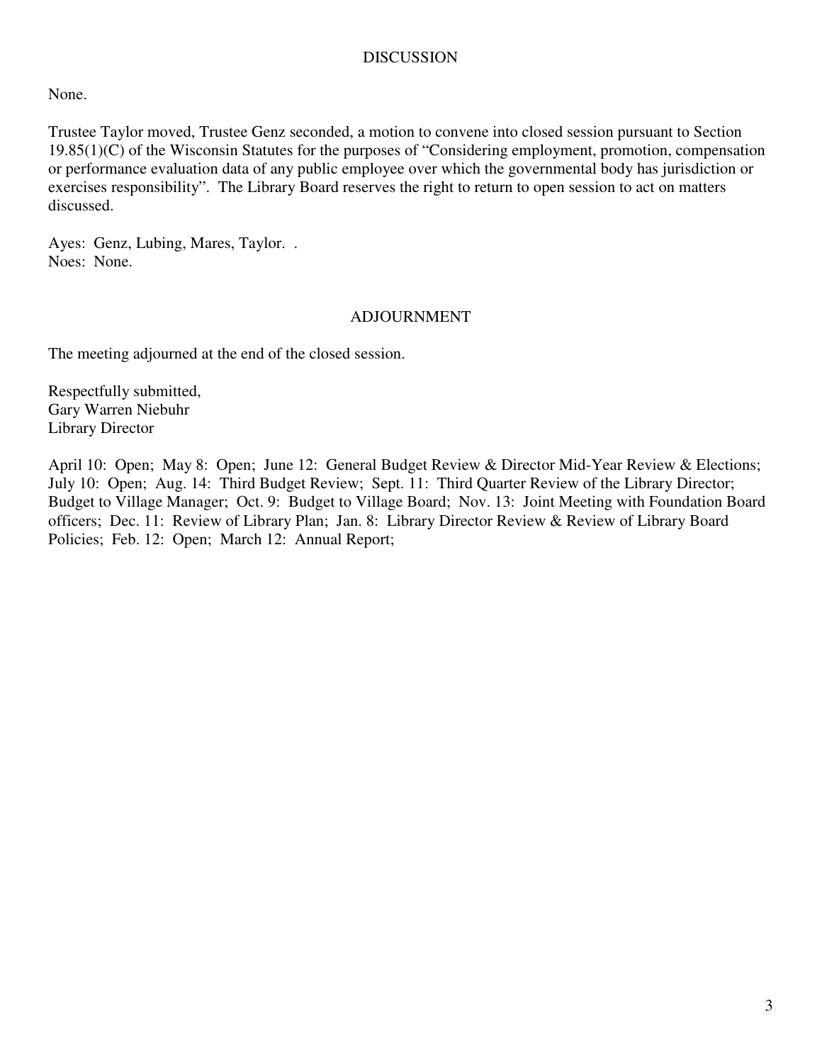## DISCUSSION

None.

Trustee Taylor moved, Trustee Genz seconded, a motion to convene into closed session pursuant to Section 19.85(1)(C) of the Wisconsin Statutes for the purposes of "Considering employment, promotion, compensation or performance evaluation data of any public employee over which the governmental body has jurisdiction or exercises responsibility". The Library Board reserves the right to return to open session to act on matters discussed.

Ayes: Genz, Lubing, Mares, Taylor. .
Noes: None.

## ADJOURNMENT

The meeting adjourned at the end of the closed session.

Respectfully submitted,
Gary Warren Niebuhr
Library Director

April 10: Open; May 8: Open; June 12: General Budget Review & Director Mid-Year Review & Elections; July 10: Open; Aug. 14: Third Budget Review; Sept. 11: Third Quarter Review of the Library Director; Budget to Village Manager; Oct. 9: Budget to Village Board; Nov. 13: Joint Meeting with Foundation Board officers; Dec. 11: Review of Library Plan; Jan. 8: Library Director Review & Review of Library Board Policies; Feb. 12: Open; March 12: Annual Report;